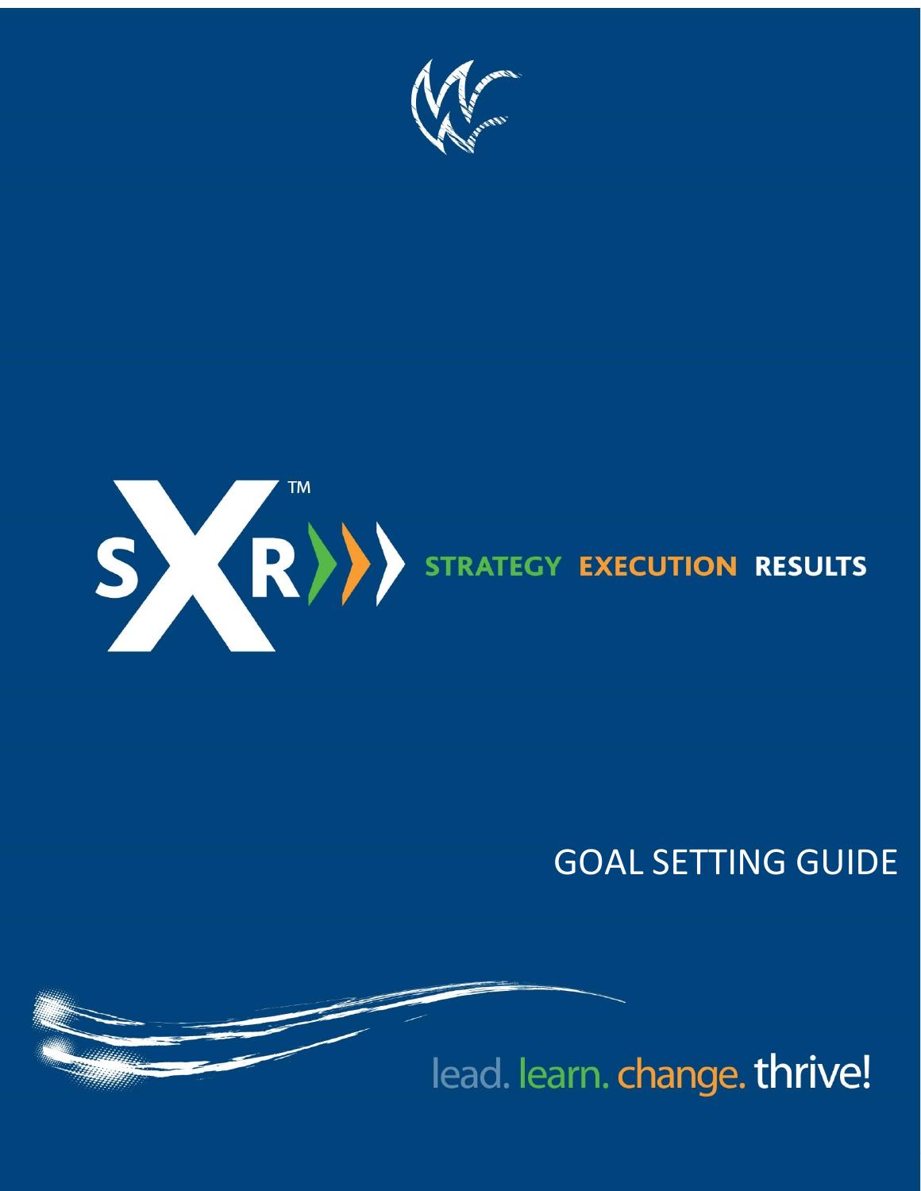SXR™

STRATEGY EXECUTION RESULTS

# GOAL SETTING GUIDE

lead. learn. change. thrive!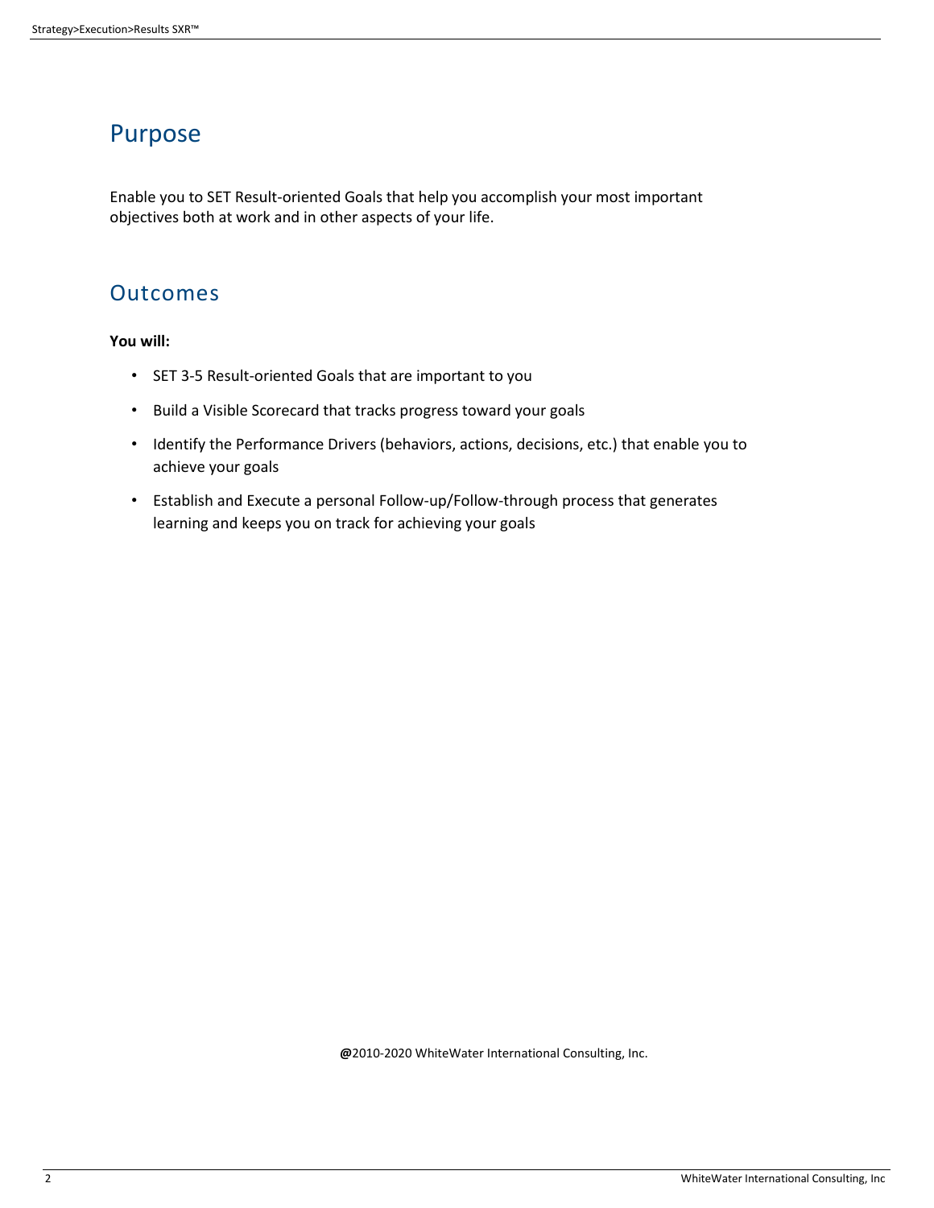# Purpose

Enable you to SET Result-oriented Goals that help you accomplish your most important objectives both at work and in other aspects of your life.

# Outcomes

**You will:**

- SET 3-5 Result-oriented Goals that are important to you
- Build a Visible Scorecard that tracks progress toward your goals
- Identify the Performance Drivers (behaviors, actions, decisions, etc.) that enable you to achieve your goals
- Establish and Execute a personal Follow-up/Follow-through process that generates learning and keeps you on track for achieving your goals

**@**2010-2020 WhiteWater International Consulting, Inc.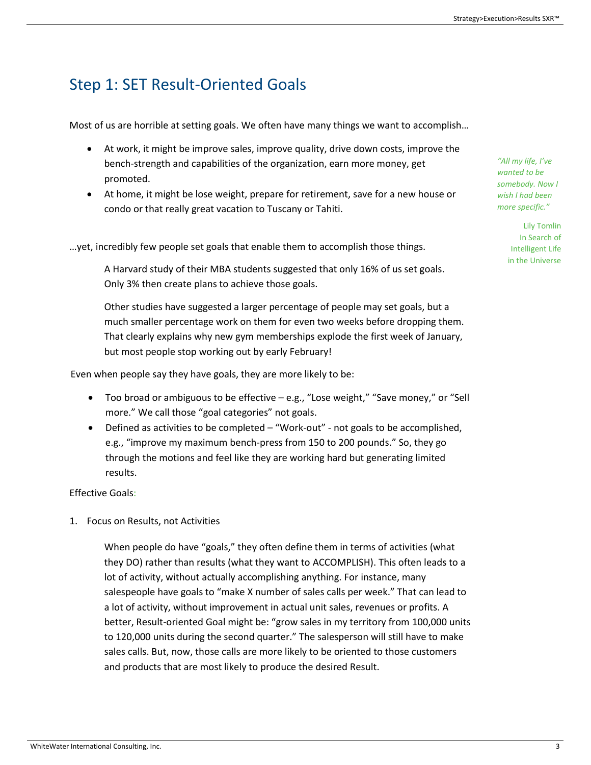# Step 1: SET Result-Oriented Goals

Most of us are horrible at setting goals. We often have many things we want to accomplish…

- At work, it might be improve sales, improve quality, drive down costs, improve the bench-strength and capabilities of the organization, earn more money, get promoted.
- At home, it might be lose weight, prepare for retirement, save for a new house or condo or that really great vacation to Tuscany or Tahiti.

> *"All my life, I've wanted to be somebody. Now I wish I had been more specific."*
>
> Lily Tomlin
> In Search of Intelligent Life in the Universe

…yet, incredibly few people set goals that enable them to accomplish those things.

> A Harvard study of their MBA students suggested that only 16% of us set goals. Only 3% then create plans to achieve those goals.
>
> Other studies have suggested a larger percentage of people may set goals, but a much smaller percentage work on them for even two weeks before dropping them. That clearly explains why new gym memberships explode the first week of January, but most people stop working out by early February!

Even when people say they have goals, they are more likely to be:

- Too broad or ambiguous to be effective – e.g., "Lose weight," "Save money," or "Sell more." We call those "goal categories" not goals.
- Defined as activities to be completed – "Work-out" - not goals to be accomplished, e.g., "improve my maximum bench-press from 150 to 200 pounds." So, they go through the motions and feel like they are working hard but generating limited results.

Effective Goals:

1. Focus on Results, not Activities

   When people do have "goals," they often define them in terms of activities (what they DO) rather than results (what they want to ACCOMPLISH). This often leads to a lot of activity, without actually accomplishing anything. For instance, many salespeople have goals to "make X number of sales calls per week." That can lead to a lot of activity, without improvement in actual unit sales, revenues or profits. A better, Result-oriented Goal might be: "grow sales in my territory from 100,000 units to 120,000 units during the second quarter." The salesperson will still have to make sales calls. But, now, those calls are more likely to be oriented to those customers and products that are most likely to produce the desired Result.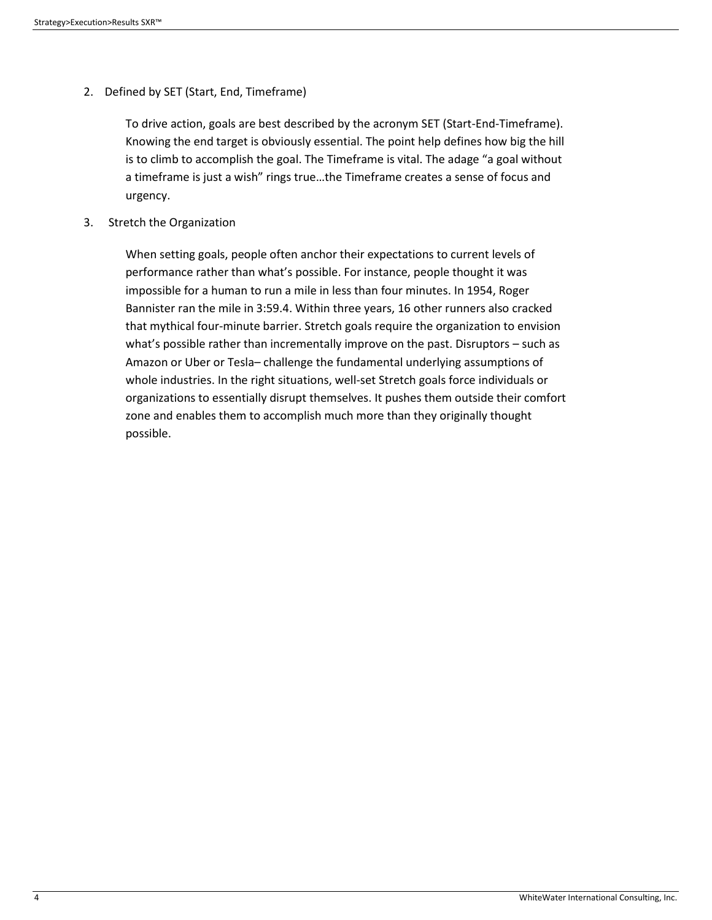2. Defined by SET (Start, End, Timeframe)

   To drive action, goals are best described by the acronym SET (Start-End-Timeframe). Knowing the end target is obviously essential. The point help defines how big the hill is to climb to accomplish the goal. The Timeframe is vital. The adage "a goal without a timeframe is just a wish" rings true…the Timeframe creates a sense of focus and urgency.

3. Stretch the Organization

   When setting goals, people often anchor their expectations to current levels of performance rather than what's possible. For instance, people thought it was impossible for a human to run a mile in less than four minutes. In 1954, Roger Bannister ran the mile in 3:59.4. Within three years, 16 other runners also cracked that mythical four-minute barrier. Stretch goals require the organization to envision what's possible rather than incrementally improve on the past. Disruptors – such as Amazon or Uber or Tesla– challenge the fundamental underlying assumptions of whole industries. In the right situations, well-set Stretch goals force individuals or organizations to essentially disrupt themselves. It pushes them outside their comfort zone and enables them to accomplish much more than they originally thought possible.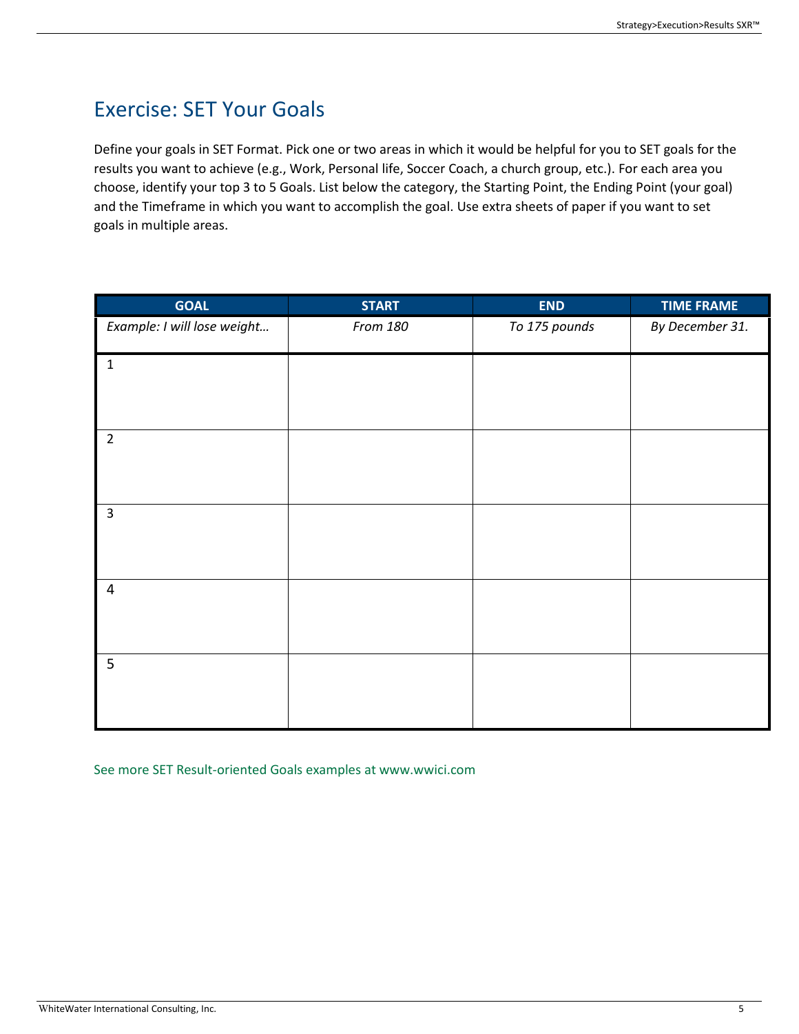# Exercise: SET Your Goals

Define your goals in SET Format. Pick one or two areas in which it would be helpful for you to SET goals for the results you want to achieve (e.g., Work, Personal life, Soccer Coach, a church group, etc.). For each area you choose, identify your top 3 to 5 Goals. List below the category, the Starting Point, the Ending Point (your goal) and the Timeframe in which you want to accomplish the goal. Use extra sheets of paper if you want to set goals in multiple areas.

| GOAL | START | END | TIME FRAME |
|---|---|---|---|
| *Example: I will lose weight…* | *From 180* | *To 175 pounds* | *By December 31.* |
| 1 | | | |
| 2 | | | |
| 3 | | | |
| 4 | | | |
| 5 | | | |

See more SET Result-oriented Goals examples at www.wwici.com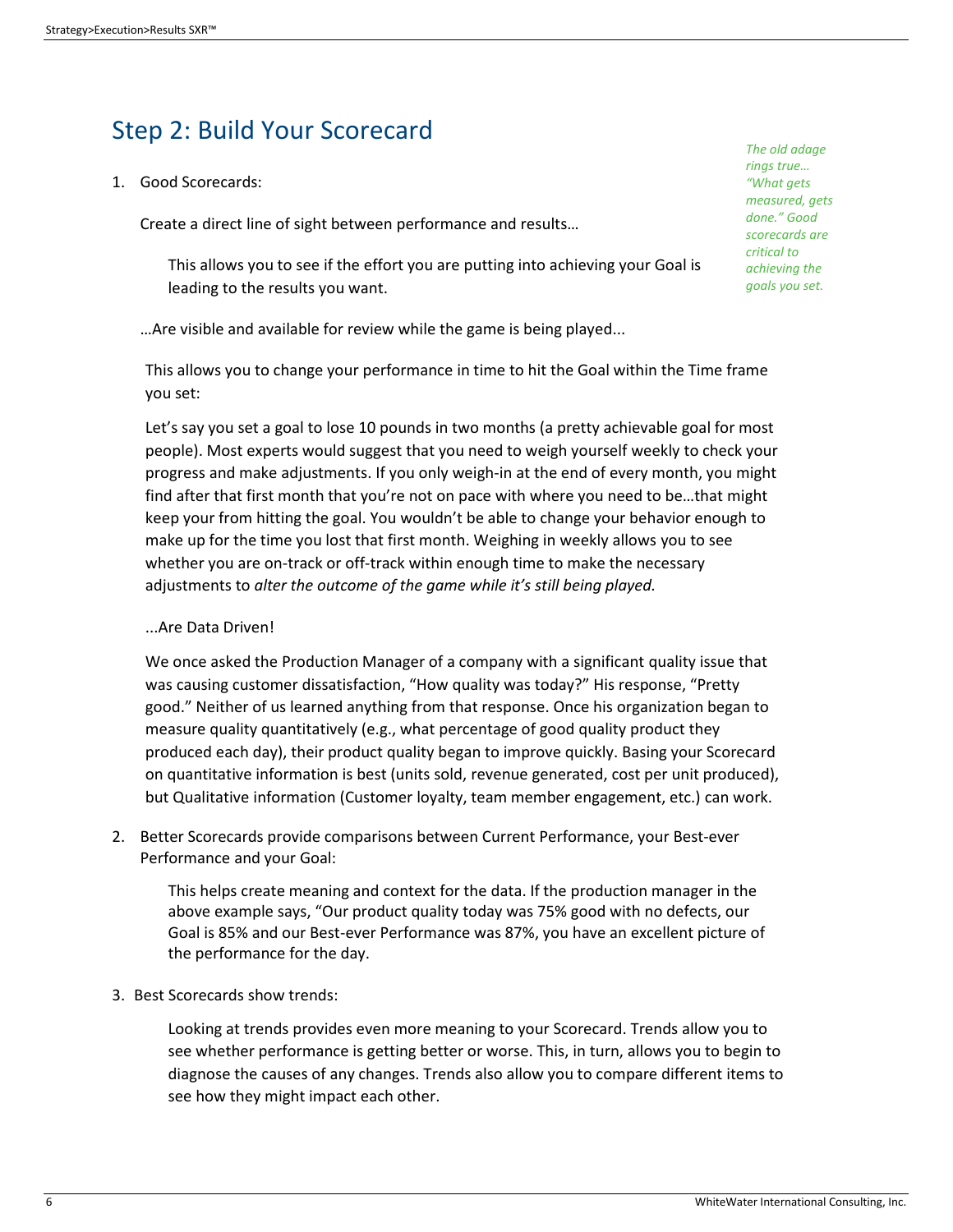## Step 2: Build Your Scorecard

*The old adage rings true… "What gets measured, gets done." Good scorecards are critical to achieving the goals you set.*

1. Good Scorecards:

   Create a direct line of sight between performance and results…

   This allows you to see if the effort you are putting into achieving your Goal is leading to the results you want.

   …Are visible and available for review while the game is being played...

   This allows you to change your performance in time to hit the Goal within the Time frame you set:

   Let's say you set a goal to lose 10 pounds in two months (a pretty achievable goal for most people). Most experts would suggest that you need to weigh yourself weekly to check your progress and make adjustments. If you only weigh-in at the end of every month, you might find after that first month that you're not on pace with where you need to be…that might keep your from hitting the goal. You wouldn't be able to change your behavior enough to make up for the time you lost that first month. Weighing in weekly allows you to see whether you are on-track or off-track within enough time to make the necessary adjustments to *alter the outcome of the game while it's still being played.*

   ...Are Data Driven!

   We once asked the Production Manager of a company with a significant quality issue that was causing customer dissatisfaction, "How quality was today?" His response, "Pretty good." Neither of us learned anything from that response. Once his organization began to measure quality quantitatively (e.g., what percentage of good quality product they produced each day), their product quality began to improve quickly. Basing your Scorecard on quantitative information is best (units sold, revenue generated, cost per unit produced), but Qualitative information (Customer loyalty, team member engagement, etc.) can work.

2. Better Scorecards provide comparisons between Current Performance, your Best-ever Performance and your Goal:

   This helps create meaning and context for the data. If the production manager in the above example says, "Our product quality today was 75% good with no defects, our Goal is 85% and our Best-ever Performance was 87%, you have an excellent picture of the performance for the day.

3. Best Scorecards show trends:

   Looking at trends provides even more meaning to your Scorecard. Trends allow you to see whether performance is getting better or worse. This, in turn, allows you to begin to diagnose the causes of any changes. Trends also allow you to compare different items to see how they might impact each other.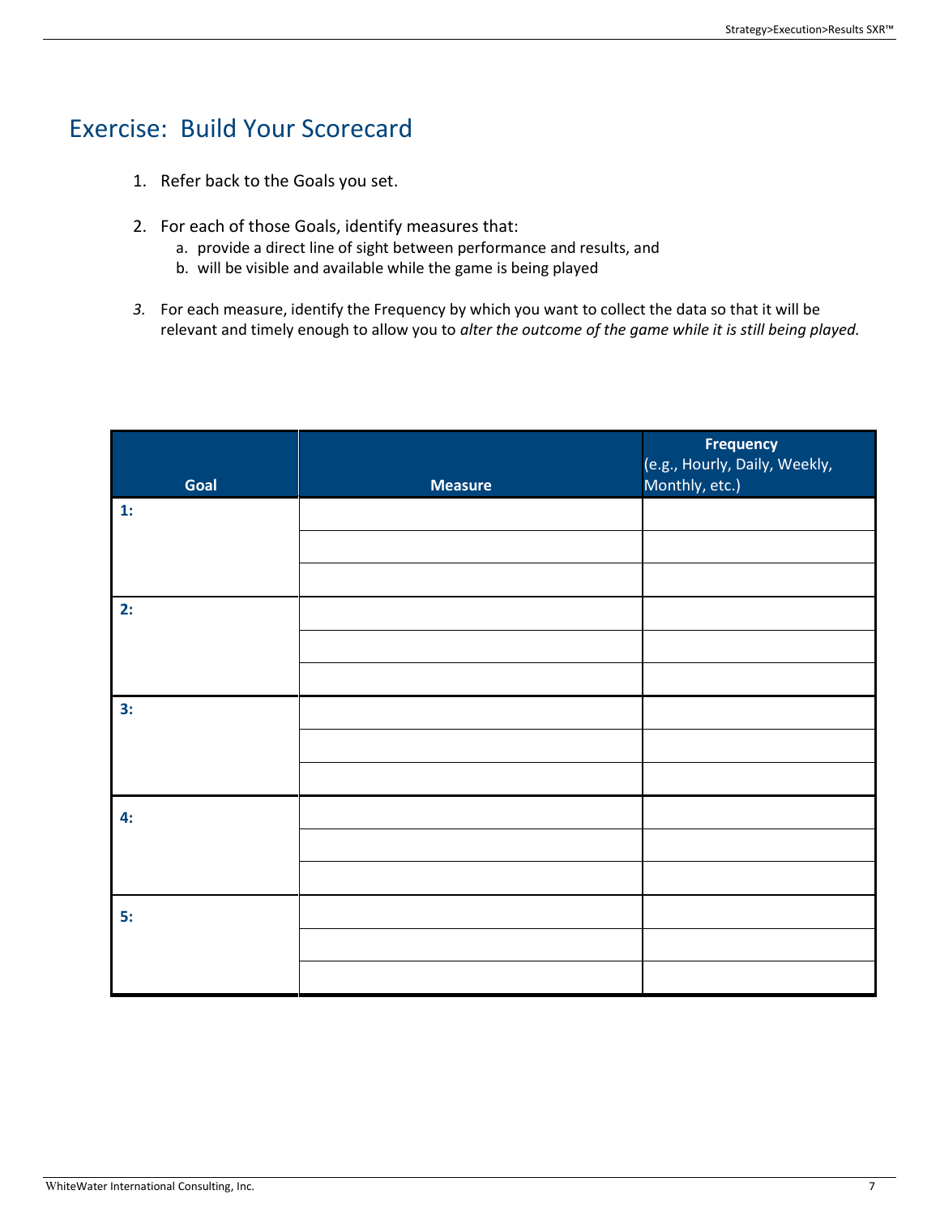# Exercise: Build Your Scorecard

1. Refer back to the Goals you set.

2. For each of those Goals, identify measures that:
   a. provide a direct line of sight between performance and results, and
   b. will be visible and available while the game is being played

3. For each measure, identify the Frequency by which you want to collect the data so that it will be relevant and timely enough to allow you to *alter the outcome of the game while it is still being played.*

| Goal | Measure | Frequency (e.g., Hourly, Daily, Weekly, Monthly, etc.) |
|---|---|---|
| **1:** | | |
| | | |
| | | |
| **2:** | | |
| | | |
| | | |
| **3:** | | |
| | | |
| | | |
| **4:** | | |
| | | |
| | | |
| **5:** | | |
| | | |
| | | |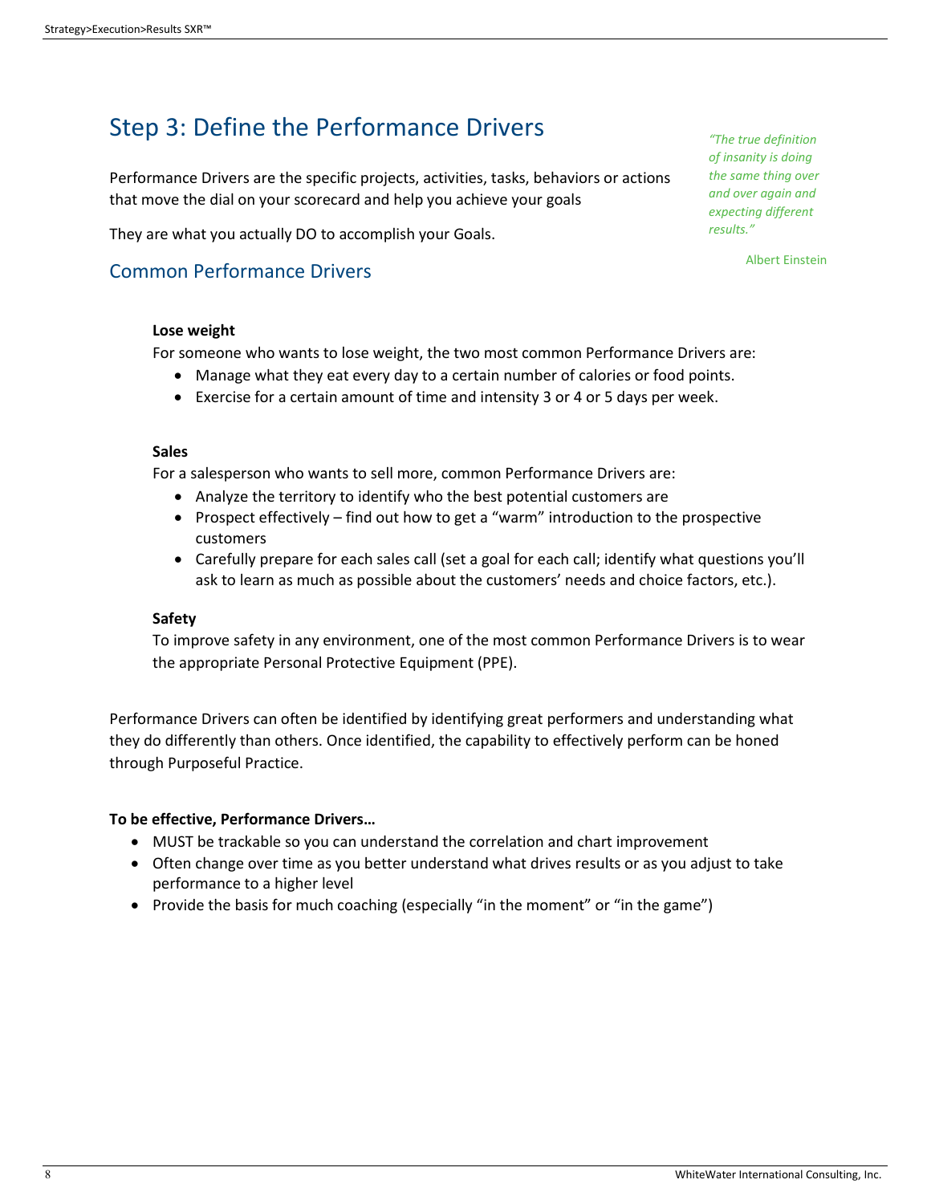## Step 3: Define the Performance Drivers

> *"The true definition of insanity is doing the same thing over and over again and expecting different results."*
>
> Albert Einstein

Performance Drivers are the specific projects, activities, tasks, behaviors or actions that move the dial on your scorecard and help you achieve your goals

They are what you actually DO to accomplish your Goals.

### Common Performance Drivers

**Lose weight**

For someone who wants to lose weight, the two most common Performance Drivers are:

- Manage what they eat every day to a certain number of calories or food points.
- Exercise for a certain amount of time and intensity 3 or 4 or 5 days per week.

**Sales**

For a salesperson who wants to sell more, common Performance Drivers are:

- Analyze the territory to identify who the best potential customers are
- Prospect effectively – find out how to get a "warm" introduction to the prospective customers
- Carefully prepare for each sales call (set a goal for each call; identify what questions you'll ask to learn as much as possible about the customers' needs and choice factors, etc.).

**Safety**

To improve safety in any environment, one of the most common Performance Drivers is to wear the appropriate Personal Protective Equipment (PPE).

Performance Drivers can often be identified by identifying great performers and understanding what they do differently than others. Once identified, the capability to effectively perform can be honed through Purposeful Practice.

**To be effective, Performance Drivers…**

- MUST be trackable so you can understand the correlation and chart improvement
- Often change over time as you better understand what drives results or as you adjust to take performance to a higher level
- Provide the basis for much coaching (especially "in the moment" or "in the game")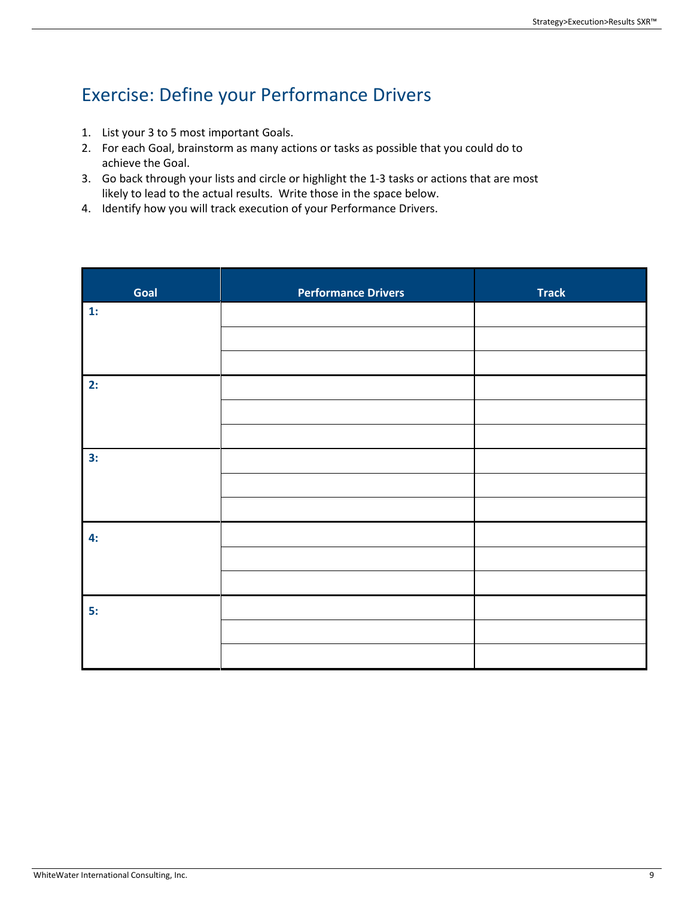# Exercise: Define your Performance Drivers

1. List your 3 to 5 most important Goals.
2. For each Goal, brainstorm as many actions or tasks as possible that you could do to achieve the Goal.
3. Go back through your lists and circle or highlight the 1-3 tasks or actions that are most likely to lead to the actual results. Write those in the space below.
4. Identify how you will track execution of your Performance Drivers.

| Goal | Performance Drivers | Track |
|---|---|---|
| **1:** | | |
| | | |
| | | |
| **2:** | | |
| | | |
| | | |
| **3:** | | |
| | | |
| | | |
| **4:** | | |
| | | |
| | | |
| **5:** | | |
| | | |
| | | |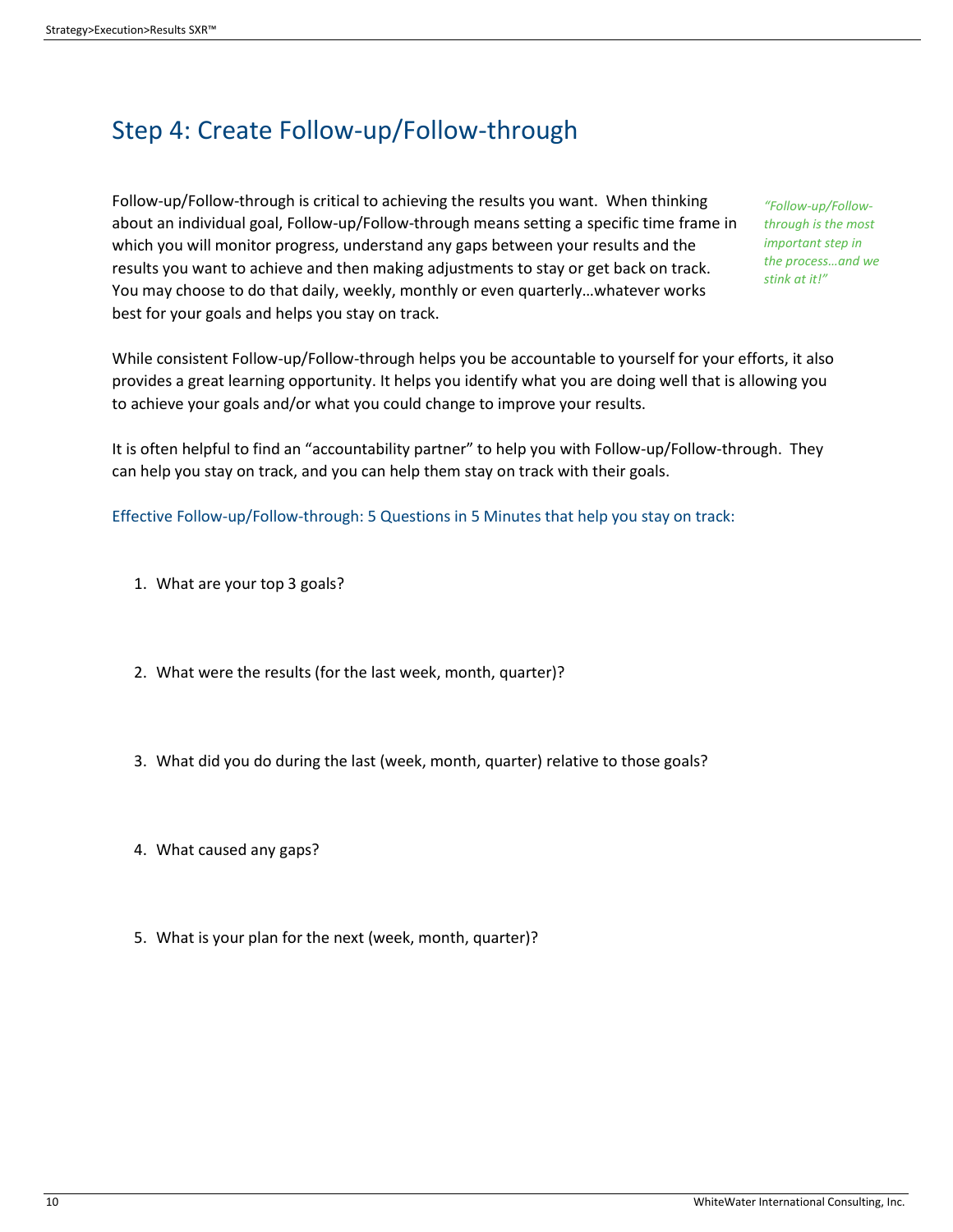## Step 4: Create Follow-up/Follow-through

Follow-up/Follow-through is critical to achieving the results you want. When thinking about an individual goal, Follow-up/Follow-through means setting a specific time frame in which you will monitor progress, understand any gaps between your results and the results you want to achieve and then making adjustments to stay or get back on track. You may choose to do that daily, weekly, monthly or even quarterly…whatever works best for your goals and helps you stay on track.

*"Follow-up/Follow-through is the most important step in the process…and we stink at it!"*

While consistent Follow-up/Follow-through helps you be accountable to yourself for your efforts, it also provides a great learning opportunity. It helps you identify what you are doing well that is allowing you to achieve your goals and/or what you could change to improve your results.

It is often helpful to find an "accountability partner" to help you with Follow-up/Follow-through. They can help you stay on track, and you can help them stay on track with their goals.

### Effective Follow-up/Follow-through: 5 Questions in 5 Minutes that help you stay on track:

1. What are your top 3 goals?

2. What were the results (for the last week, month, quarter)?

3. What did you do during the last (week, month, quarter) relative to those goals?

4. What caused any gaps?

5. What is your plan for the next (week, month, quarter)?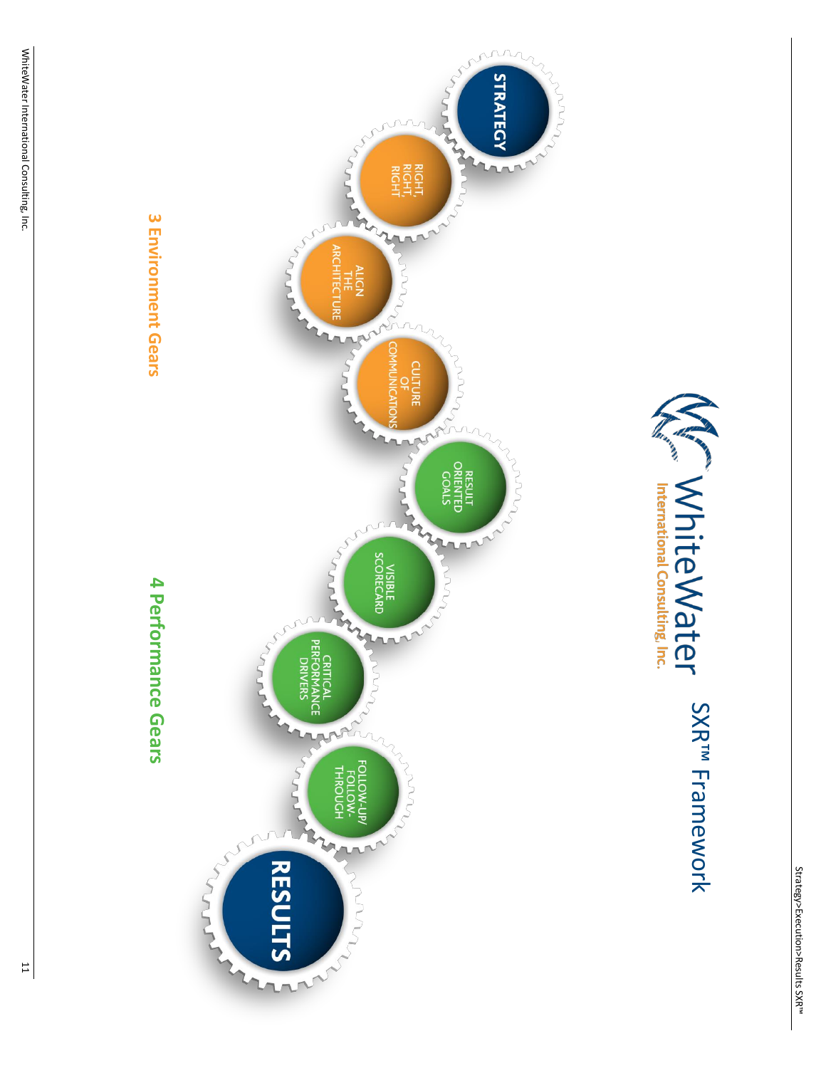# WhiteWater International Consulting, Inc.

## SXR™ Framework

STRATEGY

RIGHT, RIGHT, RIGHT

ALIGN THE ARCHITECTURE

CULTURE OF COMMUNICATIONS

RESULT ORIENTED GOALS

VISIBLE SCORECARD

CRITICAL PERFORMANCE DRIVERS

FOLLOW-UP/ FOLLOW-THROUGH

RESULTS

**3 Environment Gears**

**4 Performance Gears**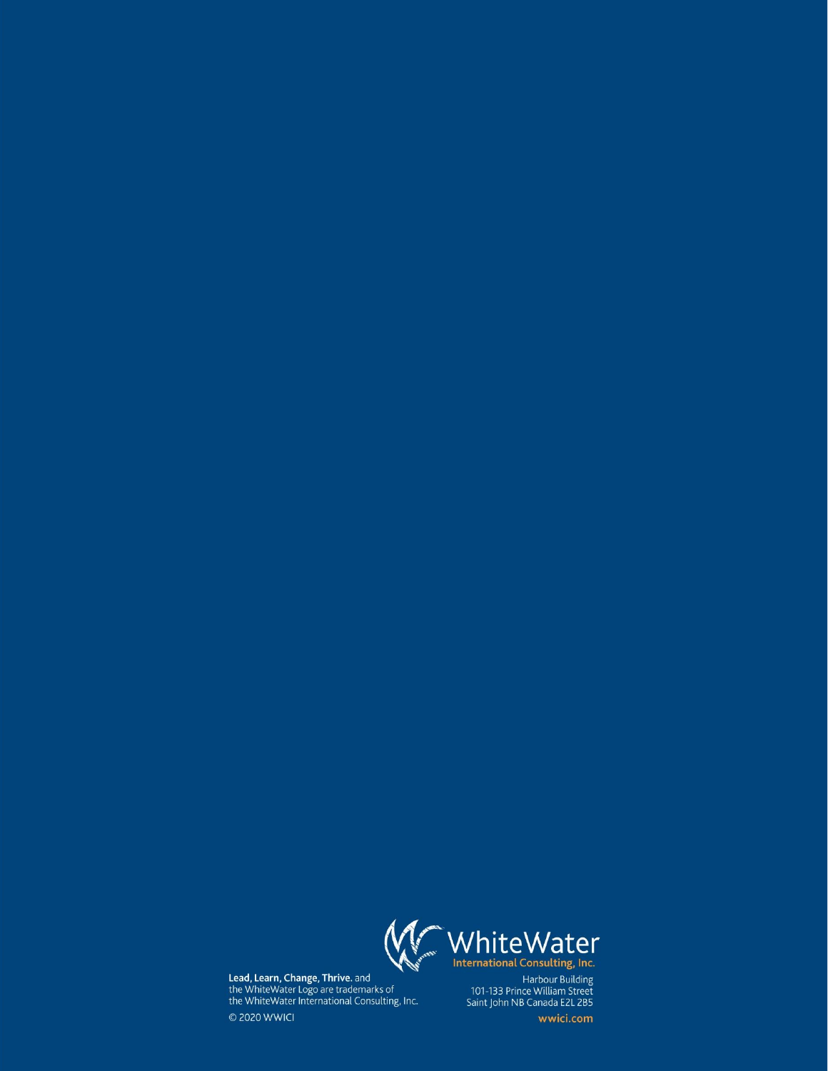WhiteWater
International Consulting, Inc.

**Lead, Learn, Change, Thrive.** and
the WhiteWater Logo are trademarks of
the WhiteWater International Consulting, Inc.

© 2020 WWICI

Harbour Building
101-133 Prince William Street
Saint John NB Canada E2L 2B5

wwici.com